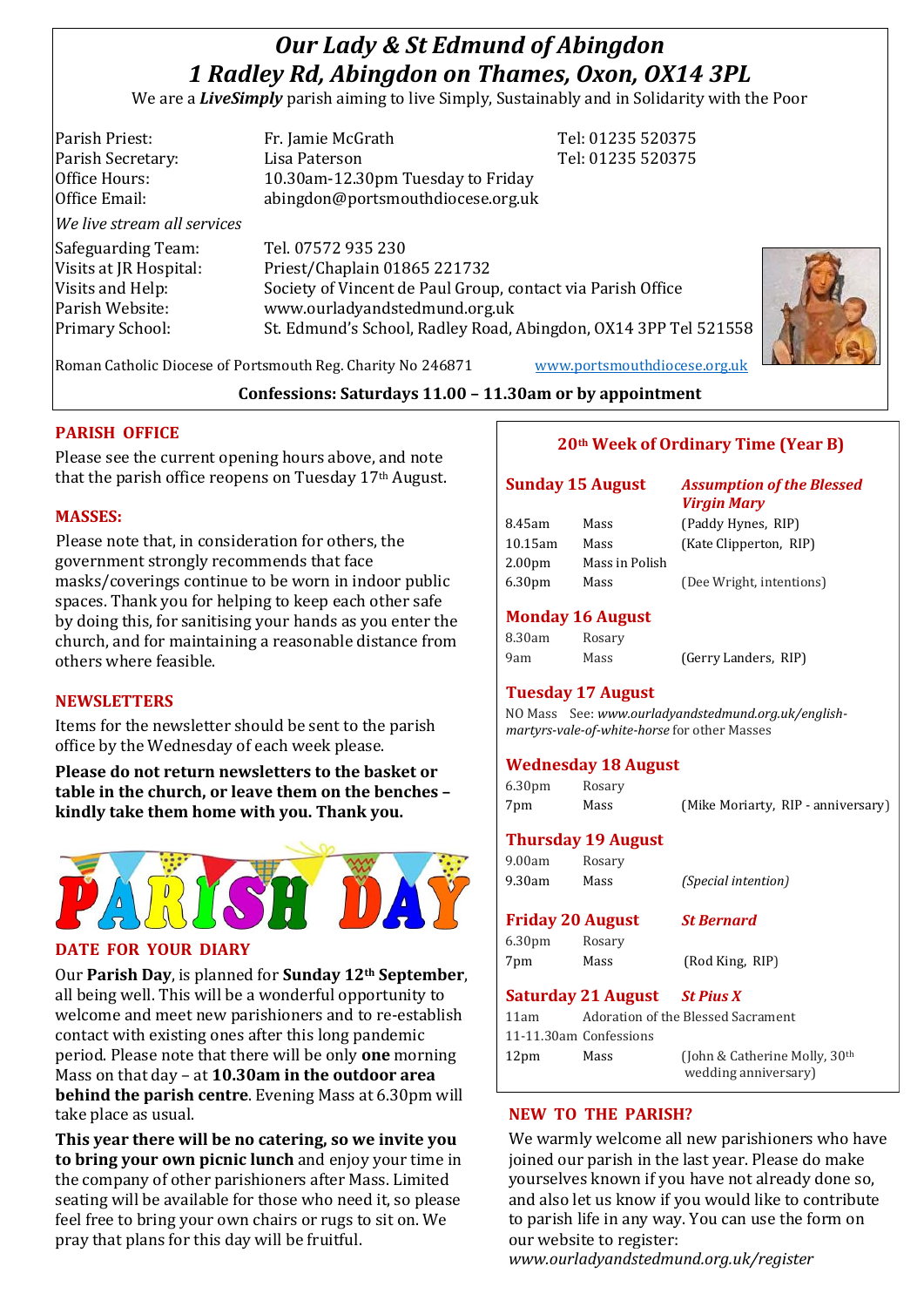# *Our Lady & St Edmund of Abingdon*
# *1 Radley Rd, Abingdon on Thames, Oxon, OX14 3PL*

We are a ***LiveSimply*** parish aiming to live Simply, Sustainably and in Solidarity with the Poor

| | | |
|---|---|---|
| Parish Priest: | Fr. Jamie McGrath | Tel: 01235 520375 |
| Parish Secretary: | Lisa Paterson | Tel: 01235 520375 |
| Office Hours: | 10.30am-12.30pm Tuesday to Friday | |
| Office Email: | abingdon@portsmouthdiocese.org.uk | |

*We live stream all services*

| | |
|---|---|
| Safeguarding Team: | Tel. 07572 935 230 |
| Visits at JR Hospital: | Priest/Chaplain 01865 221732 |
| Visits and Help: | Society of Vincent de Paul Group, contact via Parish Office |
| Parish Website: | www.ourladyandstedmund.org.uk |
| Primary School: | St. Edmund's School, Radley Road, Abingdon, OX14 3PP Tel 521558 |

Roman Catholic Diocese of Portsmouth Reg. Charity No 246871 www.portsmouthdiocese.org.uk

**Confessions: Saturdays 11.00 – 11.30am or by appointment**

## PARISH OFFICE

Please see the current opening hours above, and note that the parish office reopens on Tuesday 17th August.

## MASSES:

Please note that, in consideration for others, the government strongly recommends that face masks/coverings continue to be worn in indoor public spaces. Thank you for helping to keep each other safe by doing this, for sanitising your hands as you enter the church, and for maintaining a reasonable distance from others where feasible.

## NEWSLETTERS

Items for the newsletter should be sent to the parish office by the Wednesday of each week please.

**Please do not return newsletters to the basket or table in the church, or leave them on the benches – kindly take them home with you. Thank you.**

## PARISH DAY

## DATE FOR YOUR DIARY

Our **Parish Day**, is planned for **Sunday 12th September**, all being well. This will be a wonderful opportunity to welcome and meet new parishioners and to re-establish contact with existing ones after this long pandemic period. Please note that there will be only **one** morning Mass on that day – at **10.30am in the outdoor area behind the parish centre**. Evening Mass at 6.30pm will take place as usual.

**This year there will be no catering, so we invite you to bring your own picnic lunch** and enjoy your time in the company of other parishioners after Mass. Limited seating will be available for those who need it, so please feel free to bring your own chairs or rugs to sit on. We pray that plans for this day will be fruitful.

## 20th Week of Ordinary Time (Year B)

### Sunday 15 August — *Assumption of the Blessed Virgin Mary*

| | | |
|---|---|---|
| 8.45am | Mass | (Paddy Hynes, RIP) |
| 10.15am | Mass | (Kate Clipperton, RIP) |
| 2.00pm | Mass in Polish | |
| 6.30pm | Mass | (Dee Wright, intentions) |

### Monday 16 August

| | | |
|---|---|---|
| 8.30am | Rosary | |
| 9am | Mass | (Gerry Landers, RIP) |

### Tuesday 17 August

NO Mass See: *www.ourladyandstedmund.org.uk/english-martyrs-vale-of-white-horse* for other Masses

### Wednesday 18 August

| | | |
|---|---|---|
| 6.30pm | Rosary | |
| 7pm | Mass | (Mike Moriarty, RIP - anniversary) |

### Thursday 19 August

| | | |
|---|---|---|
| 9.00am | Rosary | |
| 9.30am | Mass | *(Special intention)* |

### Friday 20 August — *St Bernard*

| | | |
|---|---|---|
| 6.30pm | Rosary | |
| 7pm | Mass | (Rod King, RIP) |

### Saturday 21 August — *St Pius X*

| | | |
|---|---|---|
| 11am | Adoration of the Blessed Sacrament | |
| 11-11.30am | Confessions | |
| 12pm | Mass | (John & Catherine Molly, 30th wedding anniversary) |

## NEW TO THE PARISH?

We warmly welcome all new parishioners who have joined our parish in the last year. Please do make yourselves known if you have not already done so, and also let us know if you would like to contribute to parish life in any way. You can use the form on our website to register: *www.ourladyandstedmund.org.uk/register*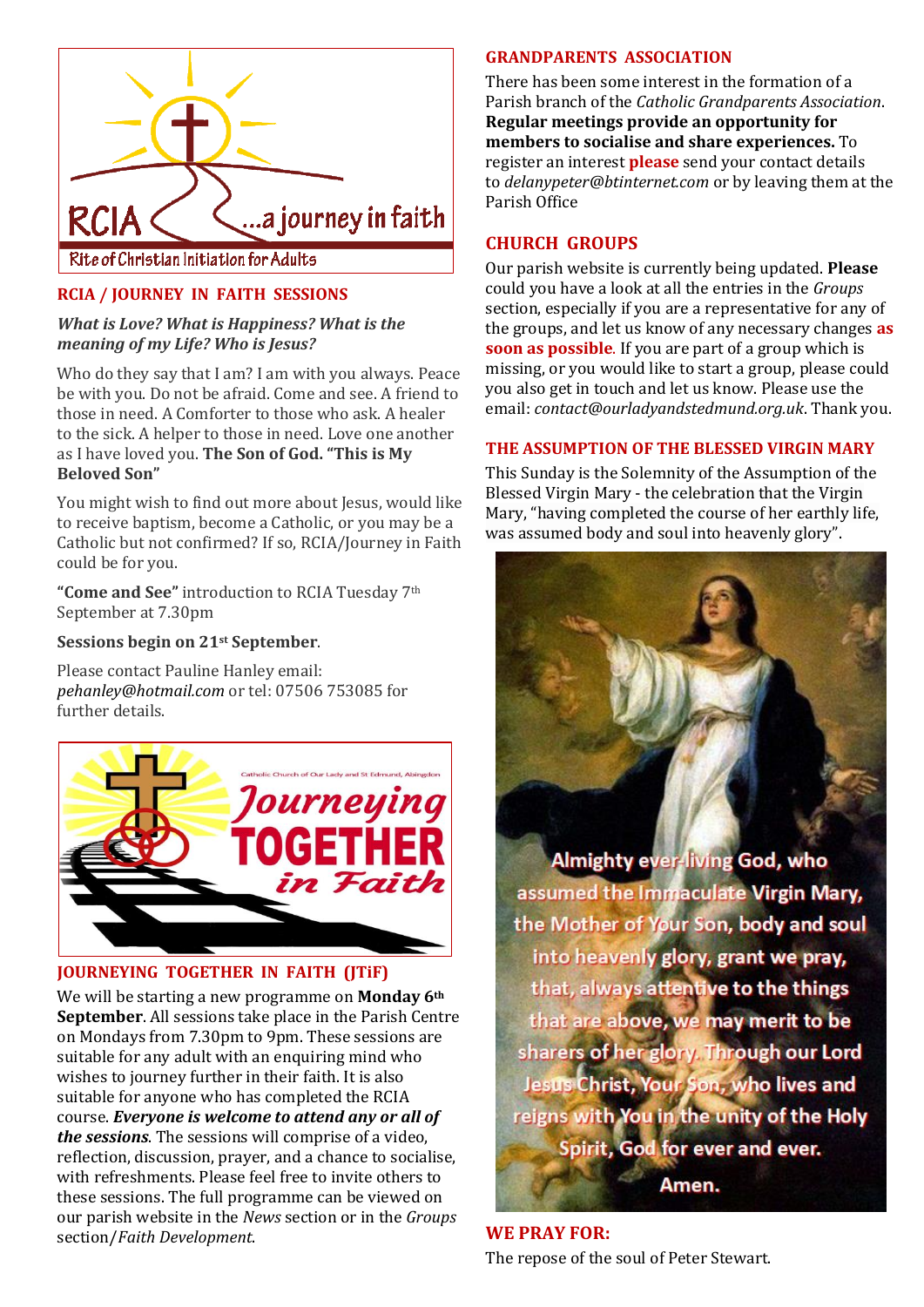RCIA ...a journey in faith

Rite of Christian Initiation for Adults

## RCIA / JOURNEY IN FAITH SESSIONS

***What is Love? What is Happiness? What is the meaning of my Life? Who is Jesus?***

Who do they say that I am? I am with you always. Peace be with you. Do not be afraid. Come and see. A friend to those in need. A Comforter to those who ask. A healer to the sick. A helper to those in need. Love one another as I have loved you. **The Son of God. "This is My Beloved Son"**

You might wish to find out more about Jesus, would like to receive baptism, become a Catholic, or you may be a Catholic but not confirmed? If so, RCIA/Journey in Faith could be for you.

**"Come and See"** introduction to RCIA Tuesday 7th September at 7.30pm

**Sessions begin on 21st September**.

Please contact Pauline Hanley email: *pehanley@hotmail.com* or tel: 07506 753085 for further details.

Catholic Church of Our Lady and St Edmund, Abingdon

Journeying TOGETHER in Faith

## JOURNEYING TOGETHER IN FAITH (JTiF)

We will be starting a new programme on **Monday 6th September**. All sessions take place in the Parish Centre on Mondays from 7.30pm to 9pm. These sessions are suitable for any adult with an enquiring mind who wishes to journey further in their faith. It is also suitable for anyone who has completed the RCIA course. ***Everyone is welcome to attend any or all of the sessions***. The sessions will comprise of a video, reflection, discussion, prayer, and a chance to socialise, with refreshments. Please feel free to invite others to these sessions. The full programme can be viewed on our parish website in the *News* section or in the *Groups* section/*Faith Development*.

## GRANDPARENTS ASSOCIATION

There has been some interest in the formation of a Parish branch of the *Catholic Grandparents Association*. **Regular meetings provide an opportunity for members to socialise and share experiences.** To register an interest **please** send your contact details to *delanypeter@btinternet.com* or by leaving them at the Parish Office

## CHURCH GROUPS

Our parish website is currently being updated. **Please** could you have a look at all the entries in the *Groups* section, especially if you are a representative for any of the groups, and let us know of any necessary changes **as soon as possible**. If you are part of a group which is missing, or you would like to start a group, please could you also get in touch and let us know. Please use the email: *contact@ourladyandstedmund.org.uk*. Thank you.

## THE ASSUMPTION OF THE BLESSED VIRGIN MARY

This Sunday is the Solemnity of the Assumption of the Blessed Virgin Mary - the celebration that the Virgin Mary, "having completed the course of her earthly life, was assumed body and soul into heavenly glory".

Almighty ever-living God, who assumed the Immaculate Virgin Mary, the Mother of Your Son, body and soul into heavenly glory, grant we pray, that, always attentive to the things that are above, we may merit to be sharers of her glory. Through our Lord Jesus Christ, Your Son, who lives and reigns with You in the unity of the Holy Spirit, God for ever and ever.

Amen.

## WE PRAY FOR:

The repose of the soul of Peter Stewart.